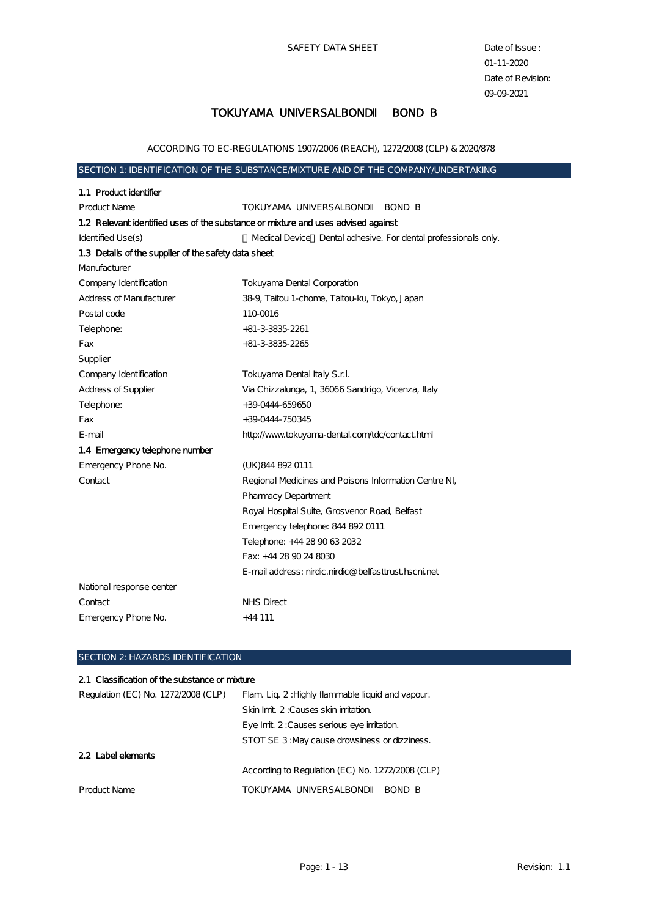SAFETY DATA SHEET

Date of Issue : 01-11-2020
Date of Revision: 09-09-2021

# TOKUYAMA UNIVERSALBONDII BOND B

ACCORDING TO EC-REGULATIONS 1907/2006 (REACH), 1272/2008 (CLP) & 2020/878

## SECTION 1: IDENTIFICATION OF THE SUBSTANCE/MIXTURE AND OF THE COMPANY/UNDERTAKING

### 1.1 Product identifier

| | |
|---|---|
| Product Name | TOKUYAMA UNIVERSALBONDII BOND B |

### 1.2 Relevant identified uses of the substance or mixture and uses advised against

| | |
|---|---|
| Identified Use(s) | Medical Device Dental adhesive. For dental professionals only. |

### 1.3 Details of the supplier of the safety data sheet

| | |
|---|---|
| Manufacturer | |
| Company Identification | Tokuyama Dental Corporation |
| Address of Manufacturer | 38-9, Taitou 1-chome, Taitou-ku, Tokyo, Japan |
| Postal code | 110-0016 |
| Telephone: | +81-3-3835-2261 |
| Fax | +81-3-3835-2265 |
| Supplier | |
| Company Identification | Tokuyama Dental Italy S.r.l. |
| Address of Supplier | Via Chizzalunga, 1, 36066 Sandrigo, Vicenza, Italy |
| Telephone: | +39-0444-659650 |
| Fax | +39-0444-750345 |
| E-mail | http://www.tokuyama-dental.com/tdc/contact.html |

### 1.4 Emergency telephone number

| | |
|---|---|
| Emergency Phone No. | (UK)844 892 0111 |
| Contact | Regional Medicines and Poisons Information Centre NI,<br>Pharmacy Department<br>Royal Hospital Suite, Grosvenor Road, Belfast<br>Emergency telephone: 844 892 0111<br>Telephone: +44 28 90 63 2032<br>Fax: +44 28 90 24 8030<br>E-mail address: nirdic.nirdic@belfasttrust.hscni.net |
| National response center | |
| Contact | NHS Direct |
| Emergency Phone No. | +44 111 |

## SECTION 2: HAZARDS IDENTIFICATION

### 2.1 Classification of the substance or mixture

| | |
|---|---|
| Regulation (EC) No. 1272/2008 (CLP) | Flam. Liq. 2 :Highly flammable liquid and vapour.<br>Skin Irrit. 2 :Causes skin irritation.<br>Eye Irrit. 2 :Causes serious eye irritation.<br>STOT SE 3 :May cause drowsiness or dizziness. |

### 2.2 Label elements

| | |
|---|---|
| | According to Regulation (EC) No. 1272/2008 (CLP) |
| Product Name | TOKUYAMA UNIVERSALBONDII BOND B |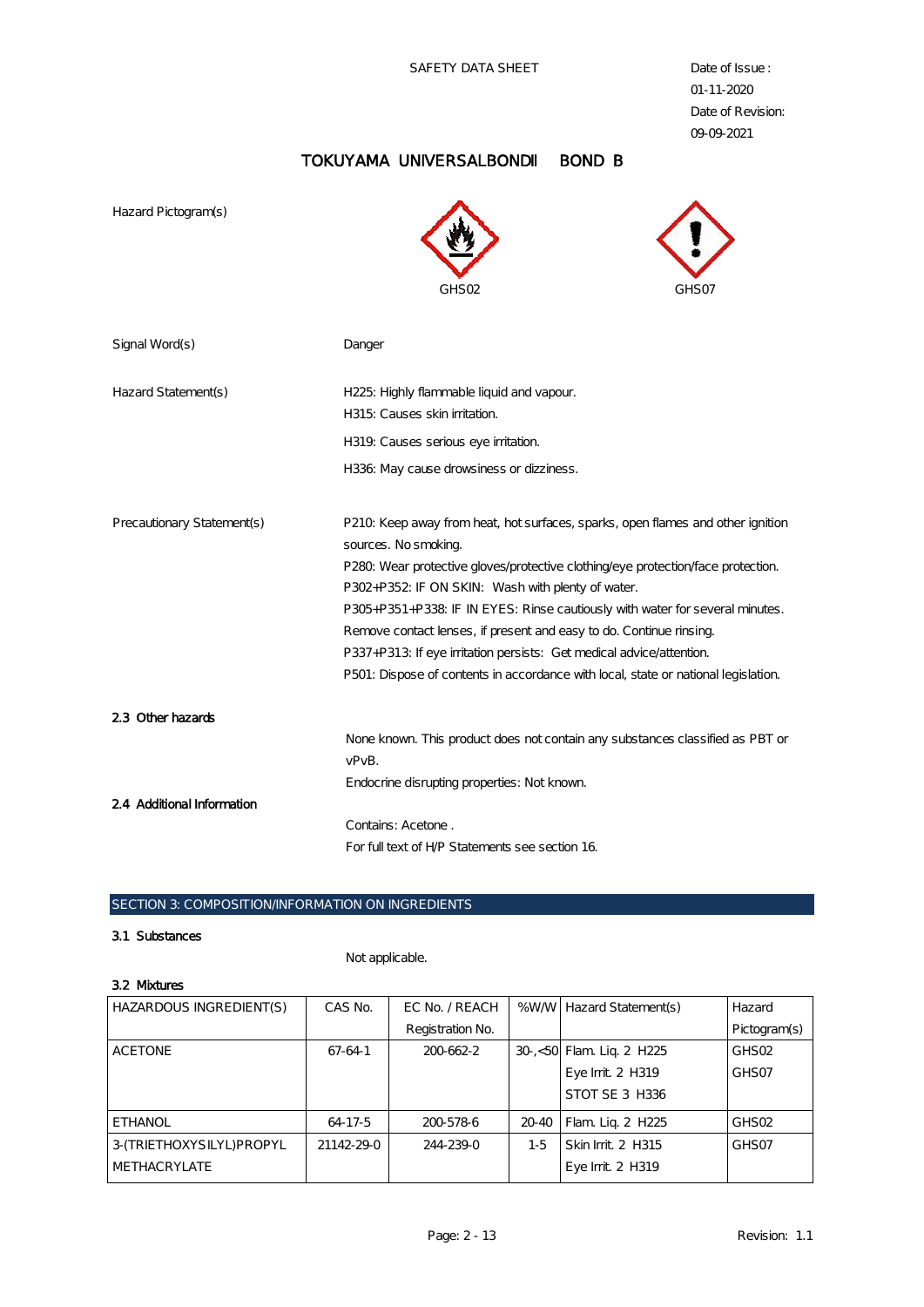SAFETY DATA SHEET

Date of Issue : 01-11-2020
Date of Revision: 09-09-2021

# TOKUYAMA UNIVERSALBONDII BOND B

Hazard Pictogram(s)

GHS02 GHS07

Signal Word(s): Danger

Hazard Statement(s):
H225: Highly flammable liquid and vapour.
H315: Causes skin irritation.
H319: Causes serious eye irritation.
H336: May cause drowsiness or dizziness.

Precautionary Statement(s):
P210: Keep away from heat, hot surfaces, sparks, open flames and other ignition sources. No smoking.
P280: Wear protective gloves/protective clothing/eye protection/face protection.
P302+P352: IF ON SKIN: Wash with plenty of water.
P305+P351+P338: IF IN EYES: Rinse cautiously with water for several minutes. Remove contact lenses, if present and easy to do. Continue rinsing.
P337+P313: If eye irritation persists: Get medical advice/attention.
P501: Dispose of contents in accordance with local, state or national legislation.

### 2.3 Other hazards

None known. This product does not contain any substances classified as PBT or vPvB.
Endocrine disrupting properties: Not known.

### 2.4 Additional Information

Contains: Acetone .
For full text of H/P Statements see section 16.

## SECTION 3: COMPOSITION/INFORMATION ON INGREDIENTS

### 3.1 Substances

Not applicable.

### 3.2 Mixtures

| HAZARDOUS INGREDIENT(S) | CAS No. | EC No. / REACH Registration No. | %W/W | Hazard Statement(s) | Hazard Pictogram(s) |
|---|---|---|---|---|---|
| ACETONE | 67-64-1 | 200-662-2 | 30-,<50 | Flam. Liq. 2 H225<br>Eye Irrit. 2 H319<br>STOT SE 3 H336 | GHS02<br>GHS07 |
| ETHANOL | 64-17-5 | 200-578-6 | 20-40 | Flam. Liq. 2 H225 | GHS02 |
| 3-(TRIETHOXYSILYL)PROPYL METHACRYLATE | 21142-29-0 | 244-239-0 | 1-5 | Skin Irrit. 2 H315<br>Eye Irrit. 2 H319 | GHS07 |

Revision: 1.1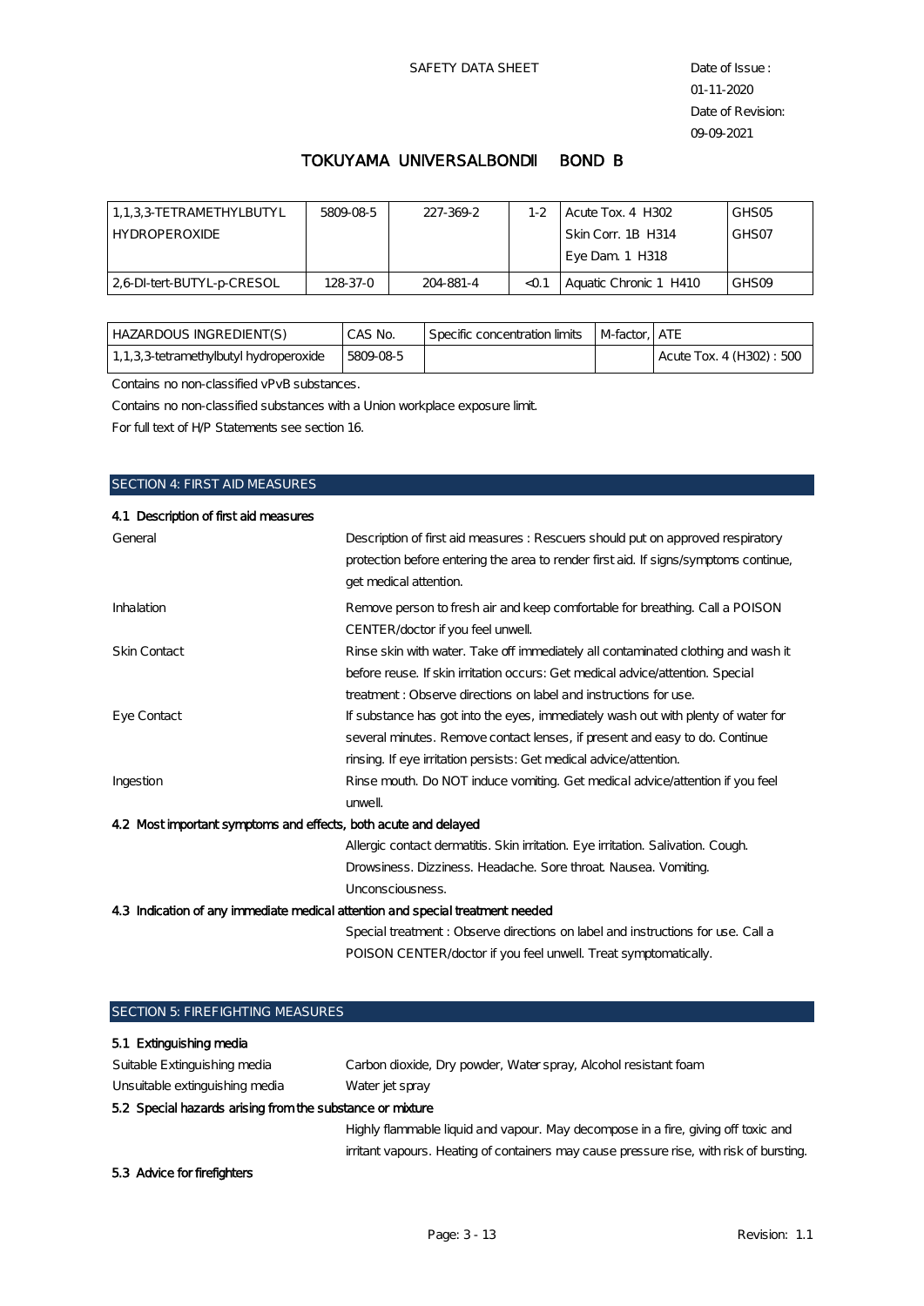SAFETY DATA SHEET

Date of Issue : 01-11-2020
Date of Revision: 09-09-2021

# TOKUYAMA UNIVERSALBONDII BOND B

| | | | | | |
|---|---|---|---|---|---|
| 1,1,3,3-TETRAMETHYLBUTYL HYDROPEROXIDE | 5809-08-5 | 227-369-2 | 1-2 | Acute Tox. 4 H302<br>Skin Corr. 1B H314<br>Eye Dam. 1 H318 | GHS05<br>GHS07 |
| 2,6-DI-tert-BUTYL-p-CRESOL | 128-37-0 | 204-881-4 | <0.1 | Aquatic Chronic 1 H410 | GHS09 |

| HAZARDOUS INGREDIENT(S) | CAS No. | Specific concentration limits | M-factor, | ATE |
|---|---|---|---|---|
| 1,1,3,3-tetramethylbutyl hydroperoxide | 5809-08-5 | | | Acute Tox. 4 (H302) : 500 |

Contains no non-classified vPvB substances.

Contains no non-classified substances with a Union workplace exposure limit.

For full text of H/P Statements see section 16.

## SECTION 4: FIRST AID MEASURES

### 4.1 Description of first aid measures

**General**
Description of first aid measures : Rescuers should put on approved respiratory protection before entering the area to render first aid. If signs/symptoms continue, get medical attention.

**Inhalation**
Remove person to fresh air and keep comfortable for breathing. Call a POISON CENTER/doctor if you feel unwell.

**Skin Contact**
Rinse skin with water. Take off immediately all contaminated clothing and wash it before reuse. If skin irritation occurs: Get medical advice/attention. Special treatment : Observe directions on label and instructions for use.

**Eye Contact**
If substance has got into the eyes, immediately wash out with plenty of water for several minutes. Remove contact lenses, if present and easy to do. Continue rinsing. If eye irritation persists: Get medical advice/attention.

**Ingestion**
Rinse mouth. Do NOT induce vomiting. Get medical advice/attention if you feel unwell.

### 4.2 Most important symptoms and effects, both acute and delayed

Allergic contact dermatitis. Skin irritation. Eye irritation. Salivation. Cough. Drowsiness. Dizziness. Headache. Sore throat. Nausea. Vomiting. Unconsciousness.

### 4.3 Indication of any immediate medical attention and special treatment needed

Special treatment : Observe directions on label and instructions for use. Call a POISON CENTER/doctor if you feel unwell. Treat symptomatically.

## SECTION 5: FIREFIGHTING MEASURES

### 5.1 Extinguishing media

**Suitable Extinguishing media**
Carbon dioxide, Dry powder, Water spray, Alcohol resistant foam

**Unsuitable extinguishing media**
Water jet spray

### 5.2 Special hazards arising from the substance or mixture

Highly flammable liquid and vapour. May decompose in a fire, giving off toxic and irritant vapours. Heating of containers may cause pressure rise, with risk of bursting.

### 5.3 Advice for firefighters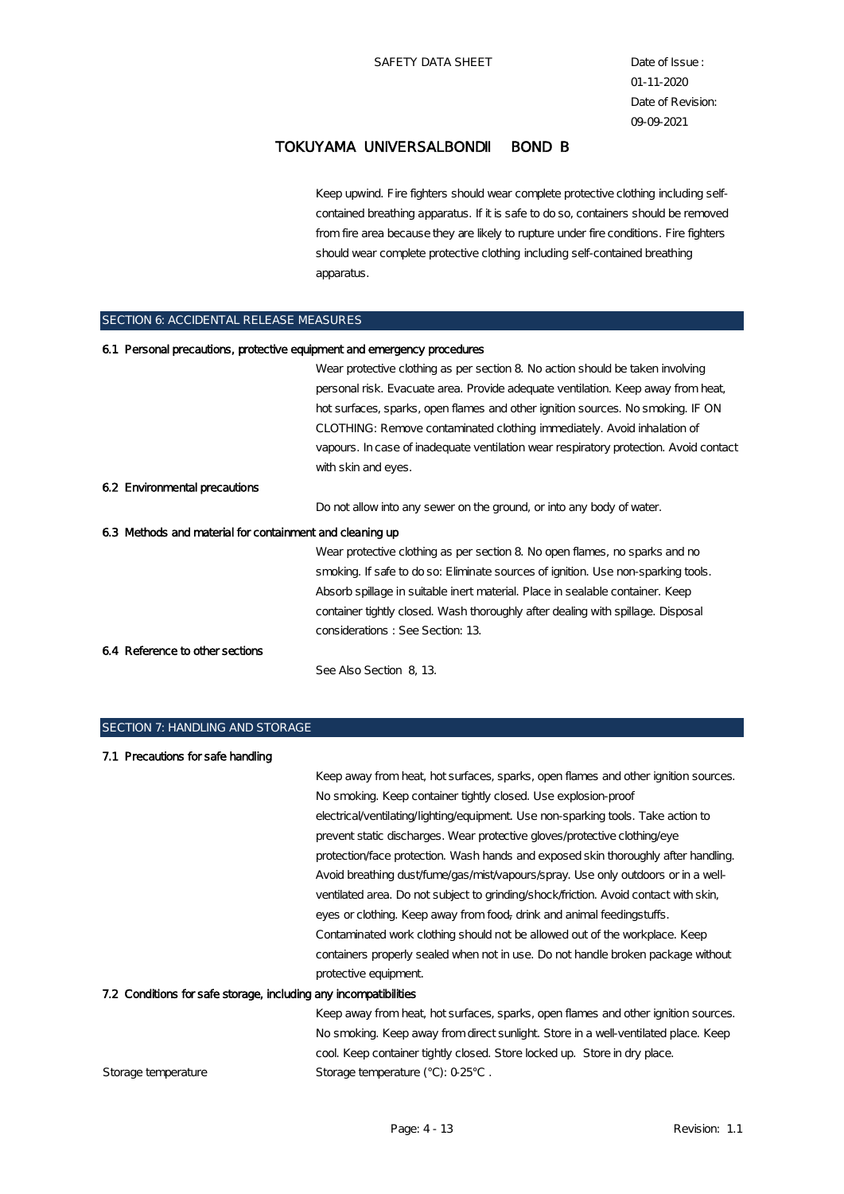Keep upwind. Fire fighters should wear complete protective clothing including self-contained breathing apparatus. If it is safe to do so, containers should be removed from fire area because they are likely to rupture under fire conditions. Fire fighters should wear complete protective clothing including self-contained breathing apparatus.

## SECTION 6: ACCIDENTAL RELEASE MEASURES

**6.1 Personal precautions, protective equipment and emergency procedures**

Wear protective clothing as per section 8. No action should be taken involving personal risk. Evacuate area. Provide adequate ventilation. Keep away from heat, hot surfaces, sparks, open flames and other ignition sources. No smoking. IF ON CLOTHING: Remove contaminated clothing immediately. Avoid inhalation of vapours. In case of inadequate ventilation wear respiratory protection. Avoid contact with skin and eyes.

**6.2 Environmental precautions**

Do not allow into any sewer on the ground, or into any body of water.

**6.3 Methods and material for containment and cleaning up**

Wear protective clothing as per section 8. No open flames, no sparks and no smoking. If safe to do so: Eliminate sources of ignition. Use non-sparking tools. Absorb spillage in suitable inert material. Place in sealable container. Keep container tightly closed. Wash thoroughly after dealing with spillage. Disposal considerations : See Section: 13.

**6.4 Reference to other sections**

See Also Section 8, 13.

## SECTION 7: HANDLING AND STORAGE

**7.1 Precautions for safe handling**

Keep away from heat, hot surfaces, sparks, open flames and other ignition sources. No smoking. Keep container tightly closed. Use explosion-proof electrical/ventilating/lighting/equipment. Use non-sparking tools. Take action to prevent static discharges. Wear protective gloves/protective clothing/eye protection/face protection. Wash hands and exposed skin thoroughly after handling. Avoid breathing dust/fume/gas/mist/vapours/spray. Use only outdoors or in a well-ventilated area. Do not subject to grinding/shock/friction. Avoid contact with skin, eyes or clothing. Keep away from food, drink and animal feedingstuffs. Contaminated work clothing should not be allowed out of the workplace. Keep containers properly sealed when not in use. Do not handle broken package without protective equipment.

**7.2 Conditions for safe storage, including any incompatibilities**

Keep away from heat, hot surfaces, sparks, open flames and other ignition sources. No smoking. Keep away from direct sunlight. Store in a well-ventilated place. Keep cool. Keep container tightly closed. Store locked up. Store in dry place.

Storage temperature: Storage temperature (°C): 0-25°C .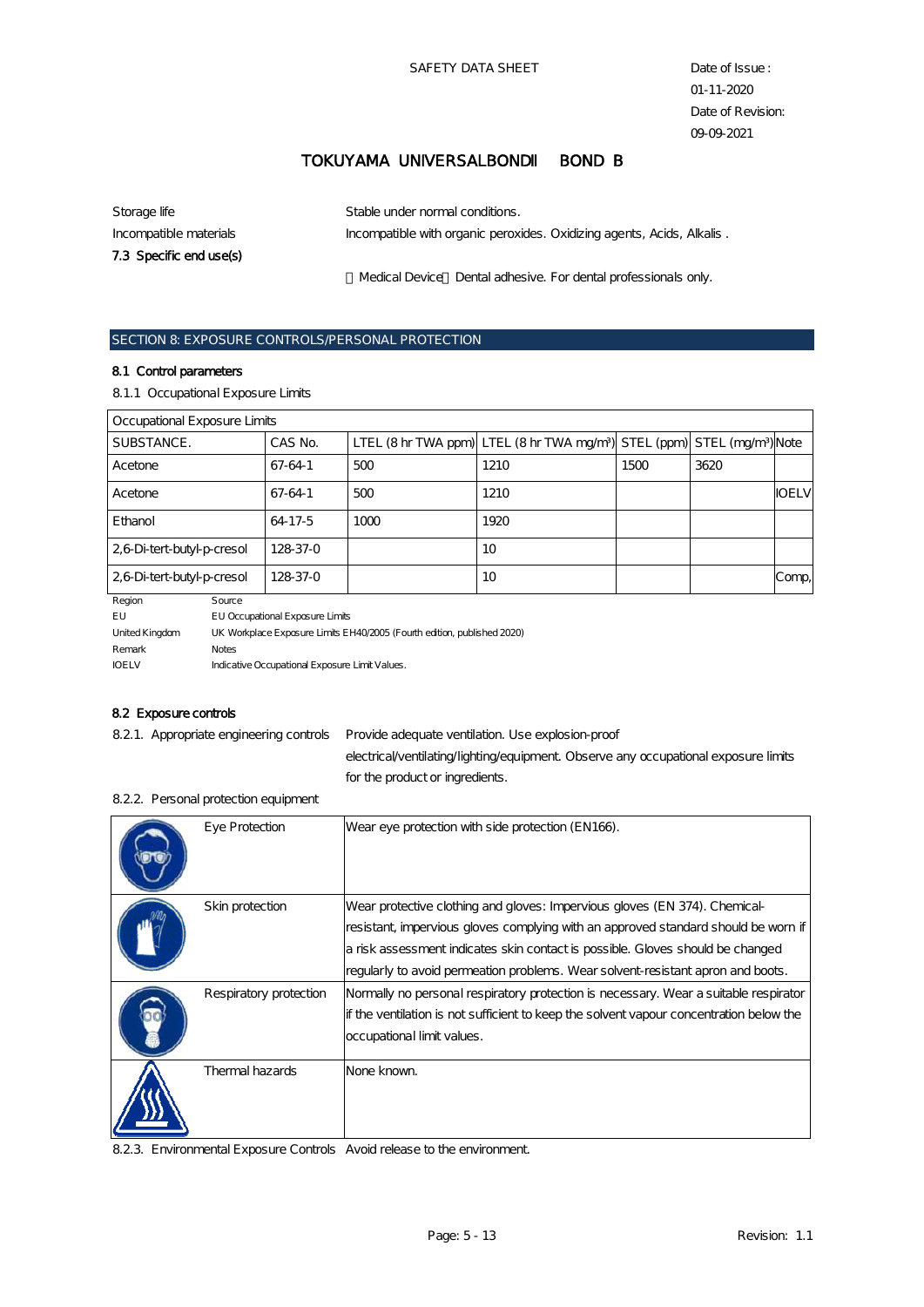**TOKUYAMA UNIVERSALBONDII BOND B**

| | |
|---|---|
| Storage life | Stable under normal conditions. |
| Incompatible materials | Incompatible with organic peroxides. Oxidizing agents, Acids, Alkalis . |

**7.3 Specific end use(s)**

【Medical Device】Dental adhesive. For dental professionals only.

## SECTION 8: EXPOSURE CONTROLS/PERSONAL PROTECTION

### 8.1 Control parameters

8.1.1 Occupational Exposure Limits

| Occupational Exposure Limits | | | | | | | |
|---|---|---|---|---|---|---|---|
| SUBSTANCE. | CAS No. | LTEL (8 hr TWA ppm) | LTEL (8 hr TWA mg/m³) | STEL (ppm) | STEL (mg/m³) | Note |
| Acetone | 67-64-1 | 500 | 1210 | 1500 | 3620 | |
| Acetone | 67-64-1 | 500 | 1210 | | | IOELV |
| Ethanol | 64-17-5 | 1000 | 1920 | | | |
| 2,6-Di-tert-butyl-p-cresol | 128-37-0 | | 10 | | | |
| 2,6-Di-tert-butyl-p-cresol | 128-37-0 | | 10 | | | Comp, |

| Region | Source |
|---|---|
| EU | EU Occupational Exposure Limits |
| United Kingdom | UK Workplace Exposure Limits EH40/2005 (Fourth edition, published 2020) |
| Remark | Notes |
| IOELV | Indicative Occupational Exposure Limit Values. |

### 8.2 Exposure controls

8.2.1. Appropriate engineering controls: Provide adequate ventilation. Use explosion-proof electrical/ventilating/lighting/equipment. Observe any occupational exposure limits for the product or ingredients.

8.2.2. Personal protection equipment

| | |
|---|---|
| Eye Protection | Wear eye protection with side protection (EN166). |
| Skin protection | Wear protective clothing and gloves: Impervious gloves (EN 374). Chemical-resistant, impervious gloves complying with an approved standard should be worn if a risk assessment indicates skin contact is possible. Gloves should be changed regularly to avoid permeation problems. Wear solvent-resistant apron and boots. |
| Respiratory protection | Normally no personal respiratory protection is necessary. Wear a suitable respirator if the ventilation is not sufficient to keep the solvent vapour concentration below the occupational limit values. |
| Thermal hazards | None known. |

8.2.3. Environmental Exposure Controls: Avoid release to the environment.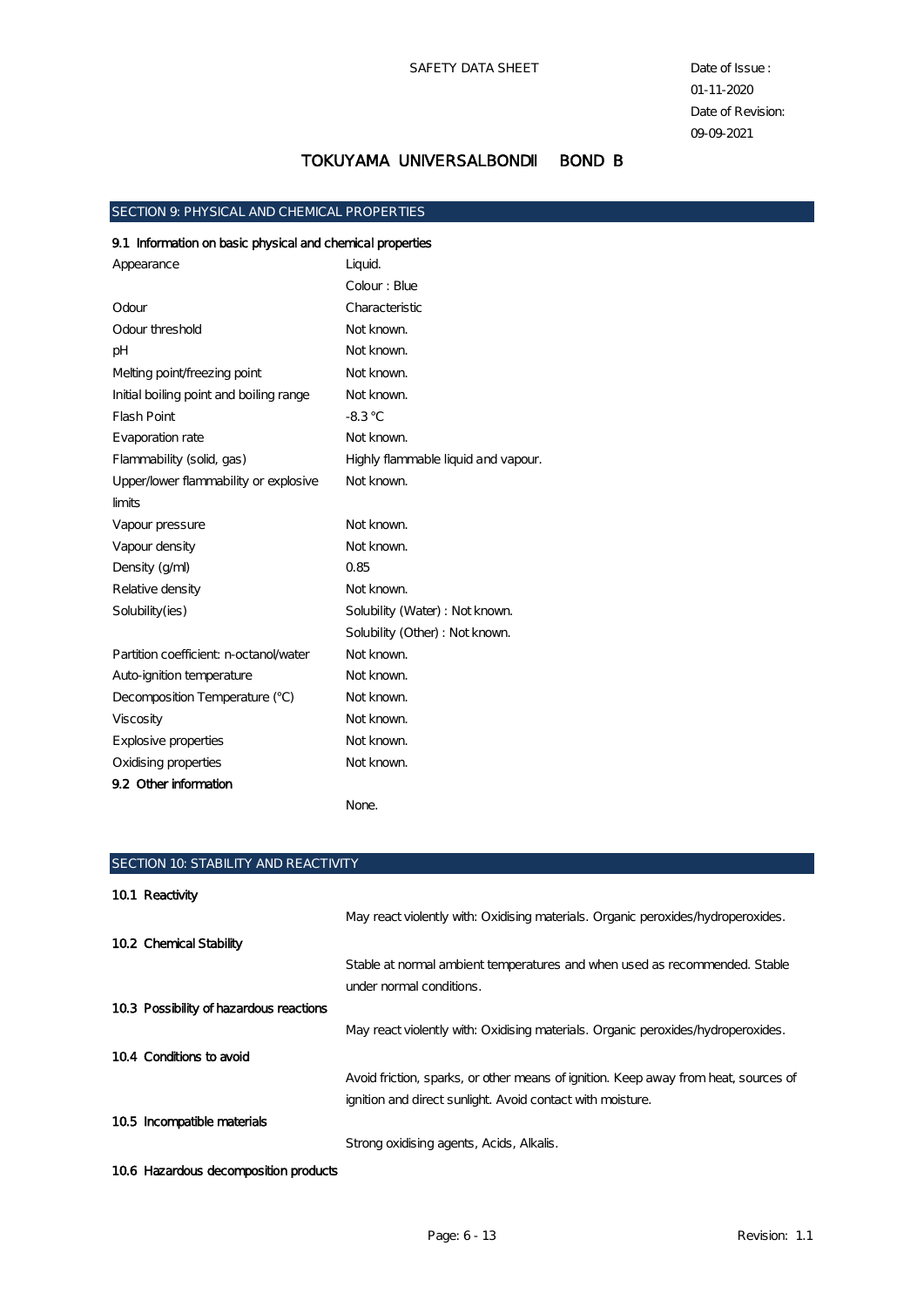## SECTION 9: PHYSICAL AND CHEMICAL PROPERTIES

### 9.1 Information on basic physical and chemical properties

| | |
|---|---|
| Appearance | Liquid.<br>Colour : Blue |
| Odour | Characteristic |
| Odour threshold | Not known. |
| pH | Not known. |
| Melting point/freezing point | Not known. |
| Initial boiling point and boiling range | Not known. |
| Flash Point | -8.3 °C |
| Evaporation rate | Not known. |
| Flammability (solid, gas) | Highly flammable liquid and vapour. |
| Upper/lower flammability or explosive limits | Not known. |
| Vapour pressure | Not known. |
| Vapour density | Not known. |
| Density (g/ml) | 0.85 |
| Relative density | Not known. |
| Solubility(ies) | Solubility (Water) : Not known.<br>Solubility (Other) : Not known. |
| Partition coefficient: n-octanol/water | Not known. |
| Auto-ignition temperature | Not known. |
| Decomposition Temperature (°C) | Not known. |
| Viscosity | Not known. |
| Explosive properties | Not known. |
| Oxidising properties | Not known. |

### 9.2 Other information

None.

## SECTION 10: STABILITY AND REACTIVITY

### 10.1 Reactivity

May react violently with: Oxidising materials. Organic peroxides/hydroperoxides.

### 10.2 Chemical Stability

Stable at normal ambient temperatures and when used as recommended. Stable under normal conditions.

### 10.3 Possibility of hazardous reactions

May react violently with: Oxidising materials. Organic peroxides/hydroperoxides.

### 10.4 Conditions to avoid

Avoid friction, sparks, or other means of ignition. Keep away from heat, sources of ignition and direct sunlight. Avoid contact with moisture.

### 10.5 Incompatible materials

Strong oxidising agents, Acids, Alkalis.

### 10.6 Hazardous decomposition products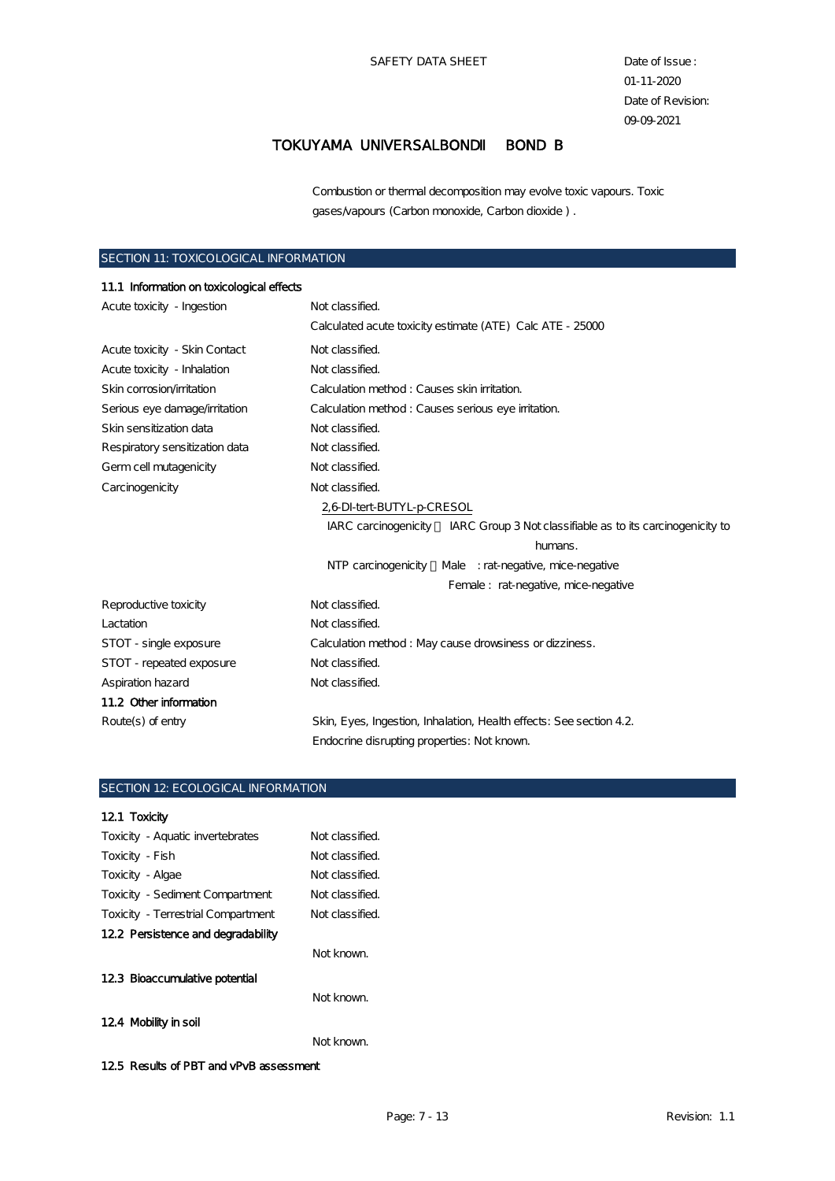Combustion or thermal decomposition may evolve toxic vapours. Toxic gases/vapours (Carbon monoxide, Carbon dioxide ) .

## SECTION 11: TOXICOLOGICAL INFORMATION

### 11.1 Information on toxicological effects

| | |
|---|---|
| Acute toxicity - Ingestion | Not classified.<br>Calculated acute toxicity estimate (ATE) Calc ATE - 25000 |
| Acute toxicity - Skin Contact | Not classified. |
| Acute toxicity - Inhalation | Not classified. |
| Skin corrosion/irritation | Calculation method : Causes skin irritation. |
| Serious eye damage/irritation | Calculation method : Causes serious eye irritation. |
| Skin sensitization data | Not classified. |
| Respiratory sensitization data | Not classified. |
| Germ cell mutagenicity | Not classified. |
| Carcinogenicity | Not classified.<br>2,6-DI-tert-BUTYL-p-CRESOL<br>IARC carcinogenicity : IARC Group 3 Not classifiable as to its carcinogenicity to humans.<br>NTP carcinogenicity : Male : rat-negative, mice-negative<br>Female : rat-negative, mice-negative |
| Reproductive toxicity | Not classified. |
| Lactation | Not classified. |
| STOT - single exposure | Calculation method : May cause drowsiness or dizziness. |
| STOT - repeated exposure | Not classified. |
| Aspiration hazard | Not classified. |

### 11.2 Other information

| | |
|---|---|
| Route(s) of entry | Skin, Eyes, Ingestion, Inhalation, Health effects: See section 4.2.<br>Endocrine disrupting properties: Not known. |

## SECTION 12: ECOLOGICAL INFORMATION

### 12.1 Toxicity

| | |
|---|---|
| Toxicity - Aquatic invertebrates | Not classified. |
| Toxicity - Fish | Not classified. |
| Toxicity - Algae | Not classified. |
| Toxicity - Sediment Compartment | Not classified. |
| Toxicity - Terrestrial Compartment | Not classified. |

### 12.2 Persistence and degradability

Not known.

### 12.3 Bioaccumulative potential

Not known.

### 12.4 Mobility in soil

Not known.

### 12.5 Results of PBT and vPvB assessment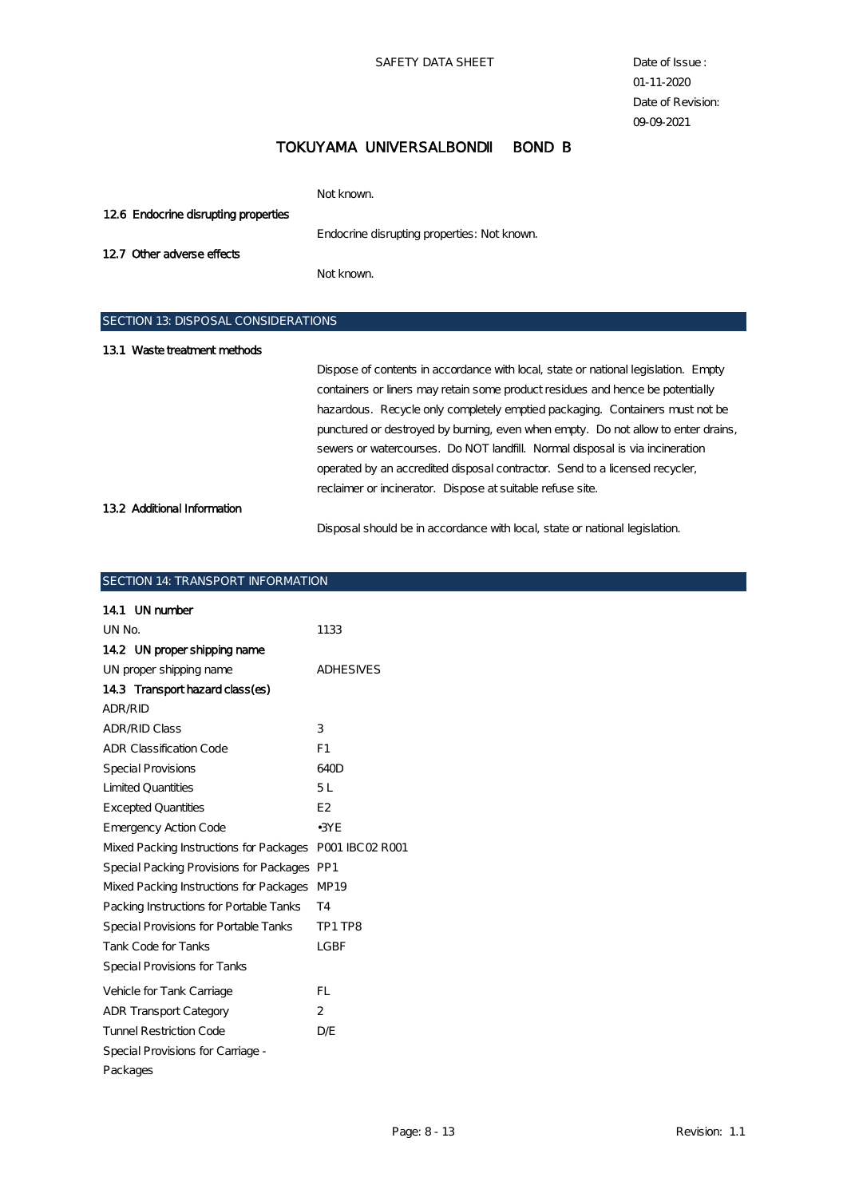Not known.

**12.6 Endocrine disrupting properties**

Endocrine disrupting properties: Not known.

**12.7 Other adverse effects**

Not known.

## SECTION 13: DISPOSAL CONSIDERATIONS

**13.1 Waste treatment methods**

Dispose of contents in accordance with local, state or national legislation. Empty containers or liners may retain some product residues and hence be potentially hazardous. Recycle only completely emptied packaging. Containers must not be punctured or destroyed by burning, even when empty. Do not allow to enter drains, sewers or watercourses. Do NOT landfill. Normal disposal is via incineration operated by an accredited disposal contractor. Send to a licensed recycler, reclaimer or incinerator. Dispose at suitable refuse site.

**13.2 Additional Information**

Disposal should be in accordance with local, state or national legislation.

## SECTION 14: TRANSPORT INFORMATION

**14.1 UN number**

| | |
|---|---|
| UN No. | 1133 |

**14.2 UN proper shipping name**

| | |
|---|---|
| UN proper shipping name | ADHESIVES |

**14.3 Transport hazard class(es)**

ADR/RID

| | |
|---|---|
| ADR/RID Class | 3 |
| ADR Classification Code | F1 |
| Special Provisions | 640D |
| Limited Quantities | 5 L |
| Excepted Quantities | E2 |
| Emergency Action Code | •3YE |
| Mixed Packing Instructions for Packages | P001 IBC02 R001 |
| Special Packing Provisions for Packages | PP1 |
| Mixed Packing Instructions for Packages | MP19 |
| Packing Instructions for Portable Tanks | T4 |
| Special Provisions for Portable Tanks | TP1 TP8 |
| Tank Code for Tanks | LGBF |
| Special Provisions for Tanks | |
| Vehicle for Tank Carriage | FL |
| ADR Transport Category | 2 |
| Tunnel Restriction Code | D/E |
| Special Provisions for Carriage - Packages | |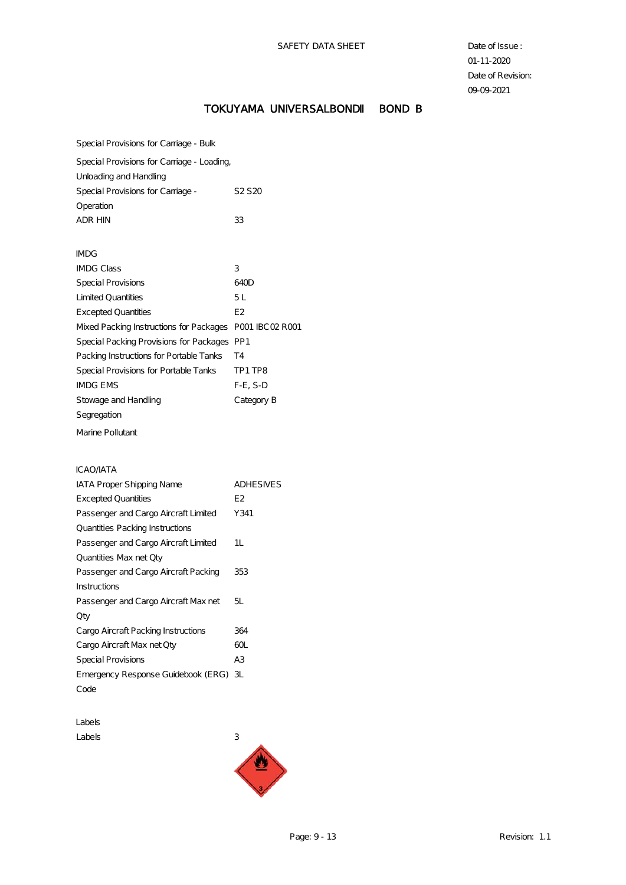# TOKUYAMA UNIVERSALBONDII BOND B

| | |
|---|---|
| Special Provisions for Carriage - Bulk | |
| Special Provisions for Carriage - Loading, Unloading and Handling | |
| Special Provisions for Carriage - Operation | S2 S20 |
| ADR HIN | 33 |

**IMDG**

| | |
|---|---|
| IMDG Class | 3 |
| Special Provisions | 640D |
| Limited Quantities | 5 L |
| Excepted Quantities | E2 |
| Mixed Packing Instructions for Packages | P001 IBC02 R001 |
| Special Packing Provisions for Packages | PP1 |
| Packing Instructions for Portable Tanks | T4 |
| Special Provisions for Portable Tanks | TP1 TP8 |
| IMDG EMS | F-E, S-D |
| Stowage and Handling | Category B |
| Segregation | |
| Marine Pollutant | |

**ICAO/IATA**

| | |
|---|---|
| IATA Proper Shipping Name | ADHESIVES |
| Excepted Quantities | E2 |
| Passenger and Cargo Aircraft Limited Quantities Packing Instructions | Y341 |
| Passenger and Cargo Aircraft Limited Quantities Max net Qty | 1L |
| Passenger and Cargo Aircraft Packing Instructions | 353 |
| Passenger and Cargo Aircraft Max net Qty | 5L |
| Cargo Aircraft Packing Instructions | 364 |
| Cargo Aircraft Max net Qty | 60L |
| Special Provisions | A3 |
| Emergency Response Guidebook (ERG) Code | 3L |

**Labels**

| | |
|---|---|
| Labels | 3 |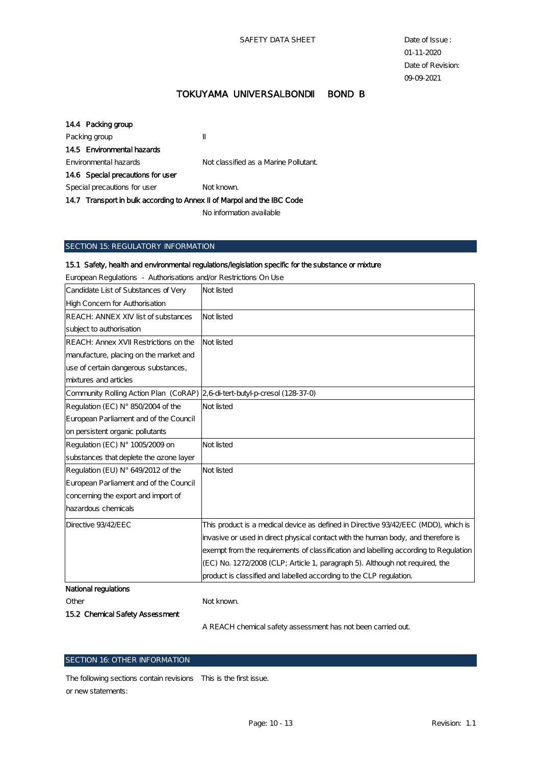### 14.4 Packing group

Packing group II

### 14.5 Environmental hazards

Environmental hazards Not classified as a Marine Pollutant.

### 14.6 Special precautions for user

Special precautions for user Not known.

### 14.7 Transport in bulk according to Annex II of Marpol and the IBC Code

No information available

## SECTION 15: REGULATORY INFORMATION

### 15.1 Safety, health and environmental regulations/legislation specific for the substance or mixture

European Regulations - Authorisations and/or Restrictions On Use

| | |
|---|---|
| Candidate List of Substances of Very High Concern for Authorisation | Not listed |
| REACH: ANNEX XIV list of substances subject to authorisation | Not listed |
| REACH: Annex XVII Restrictions on the manufacture, placing on the market and use of certain dangerous substances, mixtures and articles | Not listed |
| Community Rolling Action Plan (CoRAP) | 2,6-di-tert-butyl-p-cresol (128-37-0) |
| Regulation (EC) N° 850/2004 of the European Parliament and of the Council on persistent organic pollutants | Not listed |
| Regulation (EC) N° 1005/2009 on substances that deplete the ozone layer | Not listed |
| Regulation (EU) N° 649/2012 of the European Parliament and of the Council concerning the export and import of hazardous chemicals | Not listed |
| Directive 93/42/EEC | This product is a medical device as defined in Directive 93/42/EEC (MDD), which is invasive or used in direct physical contact with the human body, and therefore is exempt from the requirements of classification and labelling according to Regulation (EC) No. 1272/2008 (CLP; Article 1, paragraph 5). Although not required, the product is classified and labelled according to the CLP regulation. |

**National regulations**

Other Not known.

### 15.2 Chemical Safety Assessment

A REACH chemical safety assessment has not been carried out.

## SECTION 16: OTHER INFORMATION

The following sections contain revisions or new statements: This is the first issue.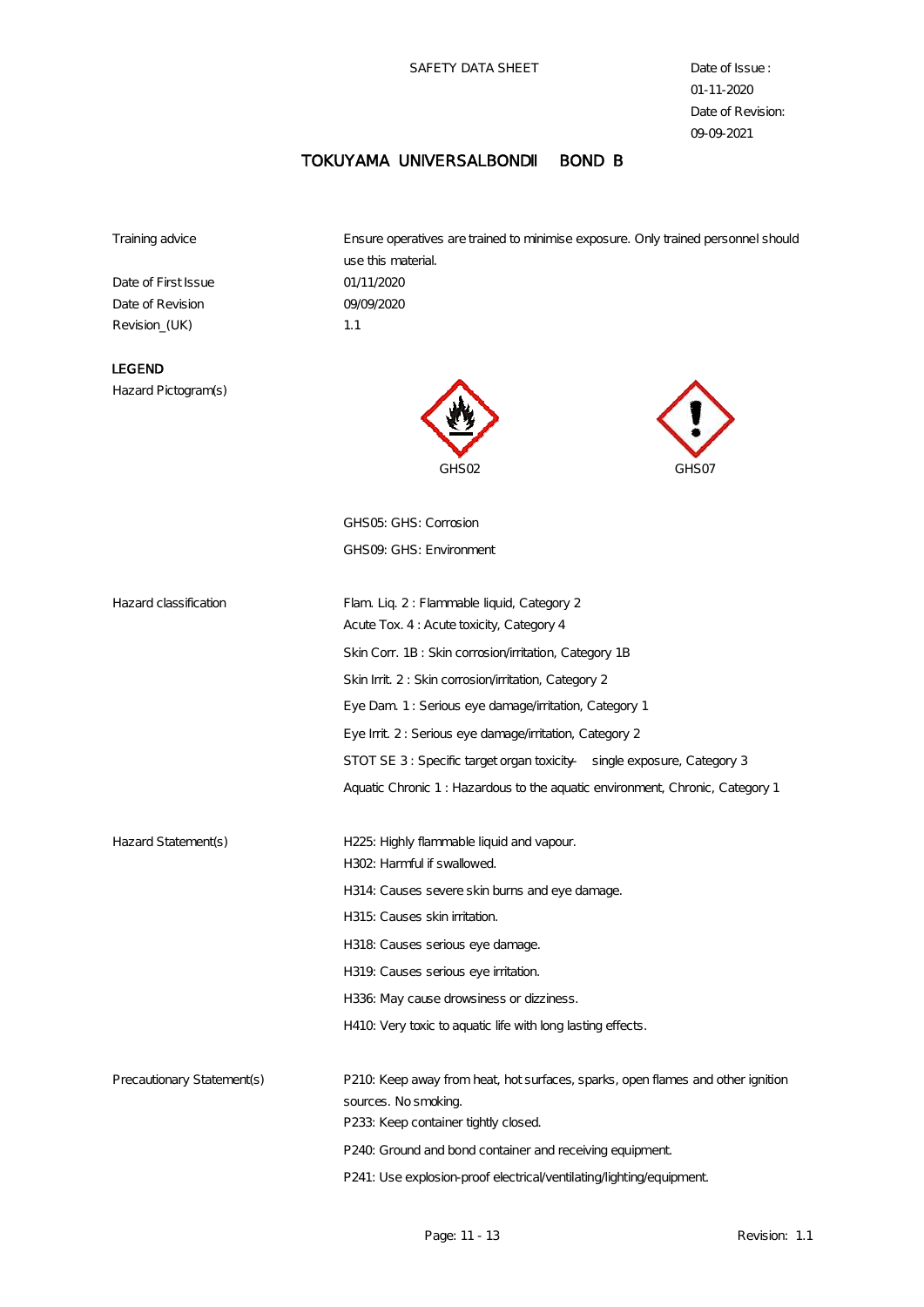SAFETY DATA SHEET

Date of Issue : 01-11-2020
Date of Revision: 09-09-2021

# TOKUYAMA UNIVERSALBONDII BOND B

| | |
|---|---|
| Training advice | Ensure operatives are trained to minimise exposure. Only trained personnel should use this material. |
| Date of First Issue | 01/11/2020 |
| Date of Revision | 09/09/2020 |
| Revision_(UK) | 1.1 |

**LEGEND**

Hazard Pictogram(s)

GHS02 GHS07

GHS05: GHS: Corrosion

GHS09: GHS: Environment

**Hazard classification**

Flam. Liq. 2 : Flammable liquid, Category 2
Acute Tox. 4 : Acute toxicity, Category 4
Skin Corr. 1B : Skin corrosion/irritation, Category 1B
Skin Irrit. 2 : Skin corrosion/irritation, Category 2
Eye Dam. 1 : Serious eye damage/irritation, Category 1
Eye Irrit. 2 : Serious eye damage/irritation, Category 2
STOT SE 3 : Specific target organ toxicity — single exposure, Category 3
Aquatic Chronic 1 : Hazardous to the aquatic environment, Chronic, Category 1

**Hazard Statement(s)**

H225: Highly flammable liquid and vapour.
H302: Harmful if swallowed.
H314: Causes severe skin burns and eye damage.
H315: Causes skin irritation.
H318: Causes serious eye damage.
H319: Causes serious eye irritation.
H336: May cause drowsiness or dizziness.
H410: Very toxic to aquatic life with long lasting effects.

**Precautionary Statement(s)**

P210: Keep away from heat, hot surfaces, sparks, open flames and other ignition sources. No smoking.
P233: Keep container tightly closed.
P240: Ground and bond container and receiving equipment.
P241: Use explosion-proof electrical/ventilating/lighting/equipment.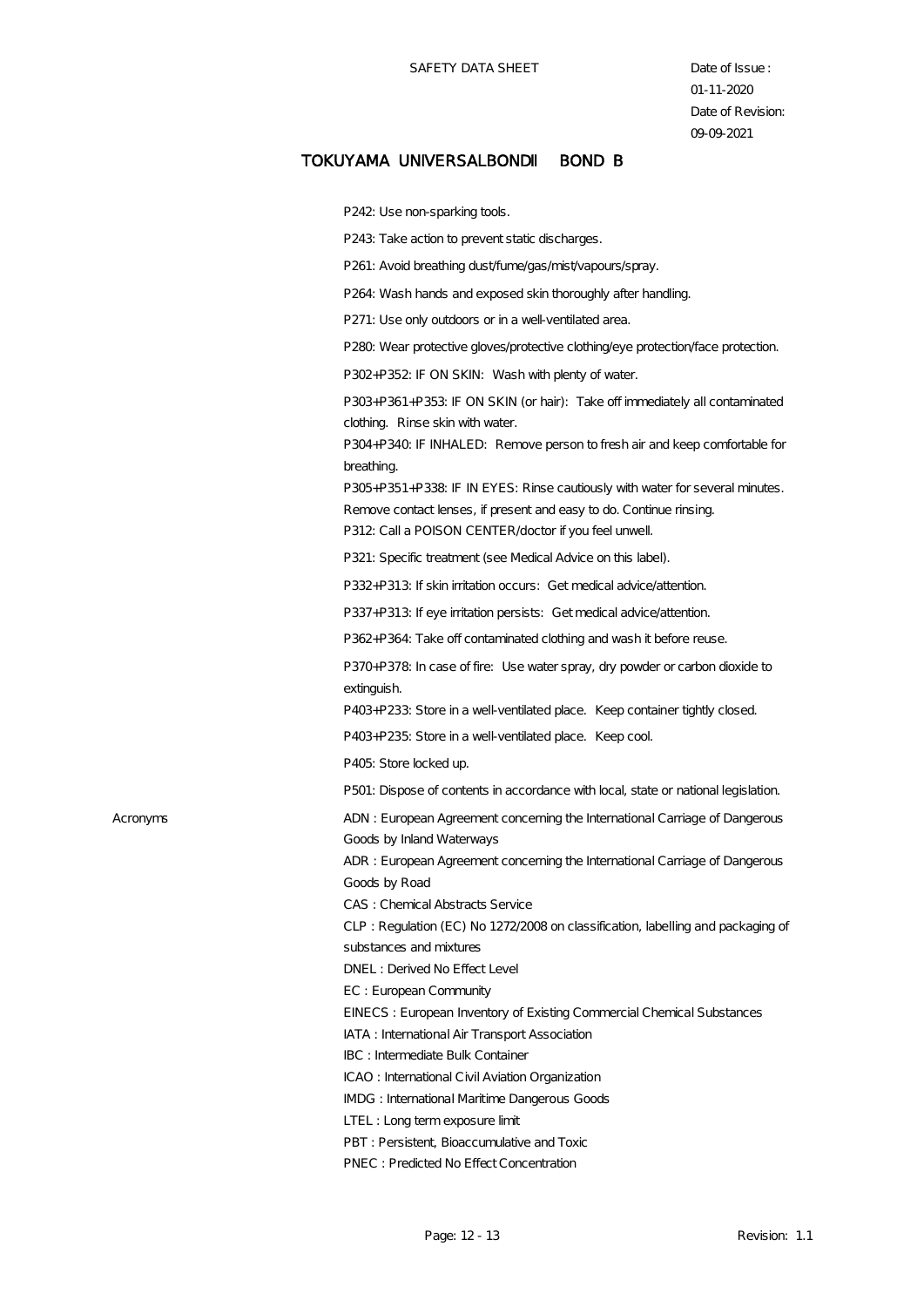P242: Use non-sparking tools.

P243: Take action to prevent static discharges.

P261: Avoid breathing dust/fume/gas/mist/vapours/spray.

P264: Wash hands and exposed skin thoroughly after handling.

P271: Use only outdoors or in a well-ventilated area.

P280: Wear protective gloves/protective clothing/eye protection/face protection.

P302+P352: IF ON SKIN: Wash with plenty of water.

P303+P361+P353: IF ON SKIN (or hair): Take off immediately all contaminated clothing. Rinse skin with water.

P304+P340: IF INHALED: Remove person to fresh air and keep comfortable for breathing.

P305+P351+P338: IF IN EYES: Rinse cautiously with water for several minutes. Remove contact lenses, if present and easy to do. Continue rinsing.

P312: Call a POISON CENTER/doctor if you feel unwell.

P321: Specific treatment (see Medical Advice on this label).

P332+P313: If skin irritation occurs: Get medical advice/attention.

P337+P313: If eye irritation persists: Get medical advice/attention.

P362+P364: Take off contaminated clothing and wash it before reuse.

P370+P378: In case of fire: Use water spray, dry powder or carbon dioxide to extinguish.

P403+P233: Store in a well-ventilated place. Keep container tightly closed.

P403+P235: Store in a well-ventilated place. Keep cool.

P405: Store locked up.

P501: Dispose of contents in accordance with local, state or national legislation.

**Acronyms**

ADN : European Agreement concerning the International Carriage of Dangerous Goods by Inland Waterways

ADR : European Agreement concerning the International Carriage of Dangerous Goods by Road

CAS : Chemical Abstracts Service

CLP : Regulation (EC) No 1272/2008 on classification, labelling and packaging of substances and mixtures

DNEL : Derived No Effect Level

EC : European Community

EINECS : European Inventory of Existing Commercial Chemical Substances

IATA : International Air Transport Association

IBC : Intermediate Bulk Container

ICAO : International Civil Aviation Organization

IMDG : International Maritime Dangerous Goods

LTEL : Long term exposure limit

PBT : Persistent, Bioaccumulative and Toxic

PNEC : Predicted No Effect Concentration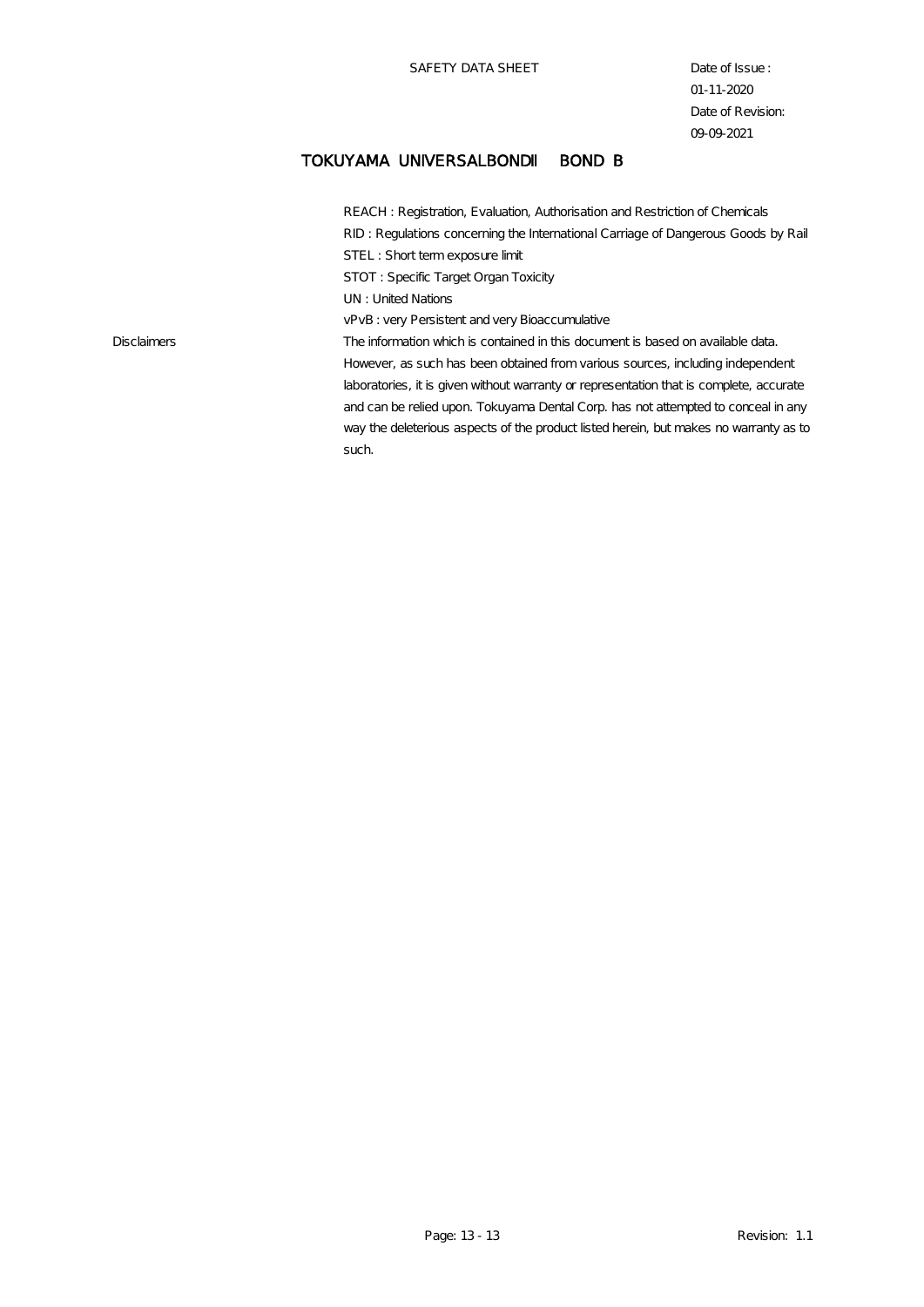REACH : Registration, Evaluation, Authorisation and Restriction of Chemicals
RID : Regulations concerning the International Carriage of Dangerous Goods by Rail
STEL : Short term exposure limit
STOT : Specific Target Organ Toxicity
UN : United Nations
vPvB : very Persistent and very Bioaccumulative

Disclaimers

The information which is contained in this document is based on available data. However, as such has been obtained from various sources, including independent laboratories, it is given without warranty or representation that is complete, accurate and can be relied upon. Tokuyama Dental Corp. has not attempted to conceal in any way the deleterious aspects of the product listed herein, but makes no warranty as to such.